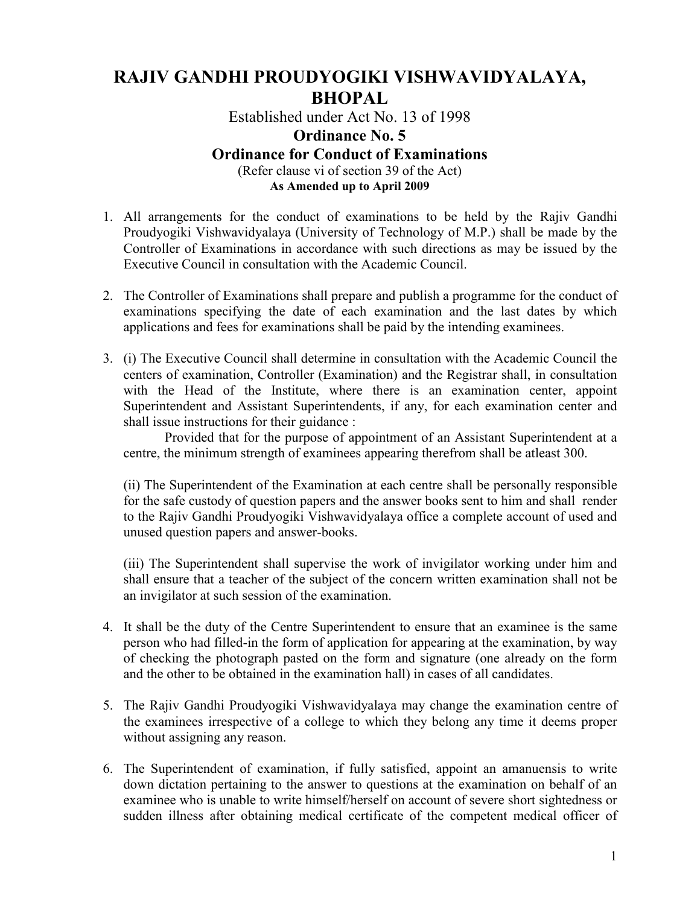# RAJIV GANDHI PROUDYOGIKI VISHWAVIDYALAYA, BHOPAL

Established under Act No. 13 of 1998

## Ordinance No. 5

## Ordinance for Conduct of Examinations

(Refer clause vi of section 39 of the Act)

**As Amended up to April 2009**

1. All arrangements for the conduct of examinations to be held by the Rajiv Gandhi Proudyogiki Vishwavidyalaya (University of Technology of M.P.) shall be made by the Controller of Examinations in accordance with such directions as may be issued by the Executive Council in consultation with the Academic Council.

2. The Controller of Examinations shall prepare and publish a programme for the conduct of examinations specifying the date of each examination and the last dates by which applications and fees for examinations shall be paid by the intending examinees.

3. (i) The Executive Council shall determine in consultation with the Academic Council the centers of examination, Controller (Examination) and the Registrar shall, in consultation with the Head of the Institute, where there is an examination center, appoint Superintendent and Assistant Superintendents, if any, for each examination center and shall issue instructions for their guidance :

   Provided that for the purpose of appointment of an Assistant Superintendent at a centre, the minimum strength of examinees appearing therefrom shall be atleast 300.

   (ii) The Superintendent of the Examination at each centre shall be personally responsible for the safe custody of question papers and the answer books sent to him and shall render to the Rajiv Gandhi Proudyogiki Vishwavidyalaya office a complete account of used and unused question papers and answer-books.

   (iii) The Superintendent shall supervise the work of invigilator working under him and shall ensure that a teacher of the subject of the concern written examination shall not be an invigilator at such session of the examination.

4. It shall be the duty of the Centre Superintendent to ensure that an examinee is the same person who had filled-in the form of application for appearing at the examination, by way of checking the photograph pasted on the form and signature (one already on the form and the other to be obtained in the examination hall) in cases of all candidates.

5. The Rajiv Gandhi Proudyogiki Vishwavidyalaya may change the examination centre of the examinees irrespective of a college to which they belong any time it deems proper without assigning any reason.

6. The Superintendent of examination, if fully satisfied, appoint an amanuensis to write down dictation pertaining to the answer to questions at the examination on behalf of an examinee who is unable to write himself/herself on account of severe short sightedness or sudden illness after obtaining medical certificate of the competent medical officer of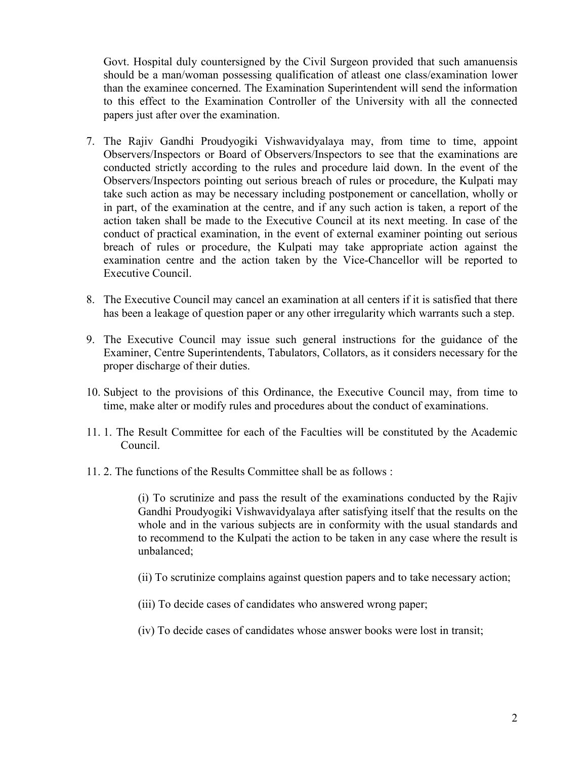Govt. Hospital duly countersigned by the Civil Surgeon provided that such amanuensis should be a man/woman possessing qualification of atleast one class/examination lower than the examinee concerned. The Examination Superintendent will send the information to this effect to the Examination Controller of the University with all the connected papers just after over the examination.

7. The Rajiv Gandhi Proudyogiki Vishwavidyalaya may, from time to time, appoint Observers/Inspectors or Board of Observers/Inspectors to see that the examinations are conducted strictly according to the rules and procedure laid down. In the event of the Observers/Inspectors pointing out serious breach of rules or procedure, the Kulpati may take such action as may be necessary including postponement or cancellation, wholly or in part, of the examination at the centre, and if any such action is taken, a report of the action taken shall be made to the Executive Council at its next meeting. In case of the conduct of practical examination, in the event of external examiner pointing out serious breach of rules or procedure, the Kulpati may take appropriate action against the examination centre and the action taken by the Vice-Chancellor will be reported to Executive Council.

8. The Executive Council may cancel an examination at all centers if it is satisfied that there has been a leakage of question paper or any other irregularity which warrants such a step.

9. The Executive Council may issue such general instructions for the guidance of the Examiner, Centre Superintendents, Tabulators, Collators, as it considers necessary for the proper discharge of their duties.

10. Subject to the provisions of this Ordinance, the Executive Council may, from time to time, make alter or modify rules and procedures about the conduct of examinations.

11. 1. The Result Committee for each of the Faculties will be constituted by the Academic Council.

11. 2. The functions of the Results Committee shall be as follows :

(i) To scrutinize and pass the result of the examinations conducted by the Rajiv Gandhi Proudyogiki Vishwavidyalaya after satisfying itself that the results on the whole and in the various subjects are in conformity with the usual standards and to recommend to the Kulpati the action to be taken in any case where the result is unbalanced;

(ii) To scrutinize complains against question papers and to take necessary action;

(iii) To decide cases of candidates who answered wrong paper;

(iv) To decide cases of candidates whose answer books were lost in transit;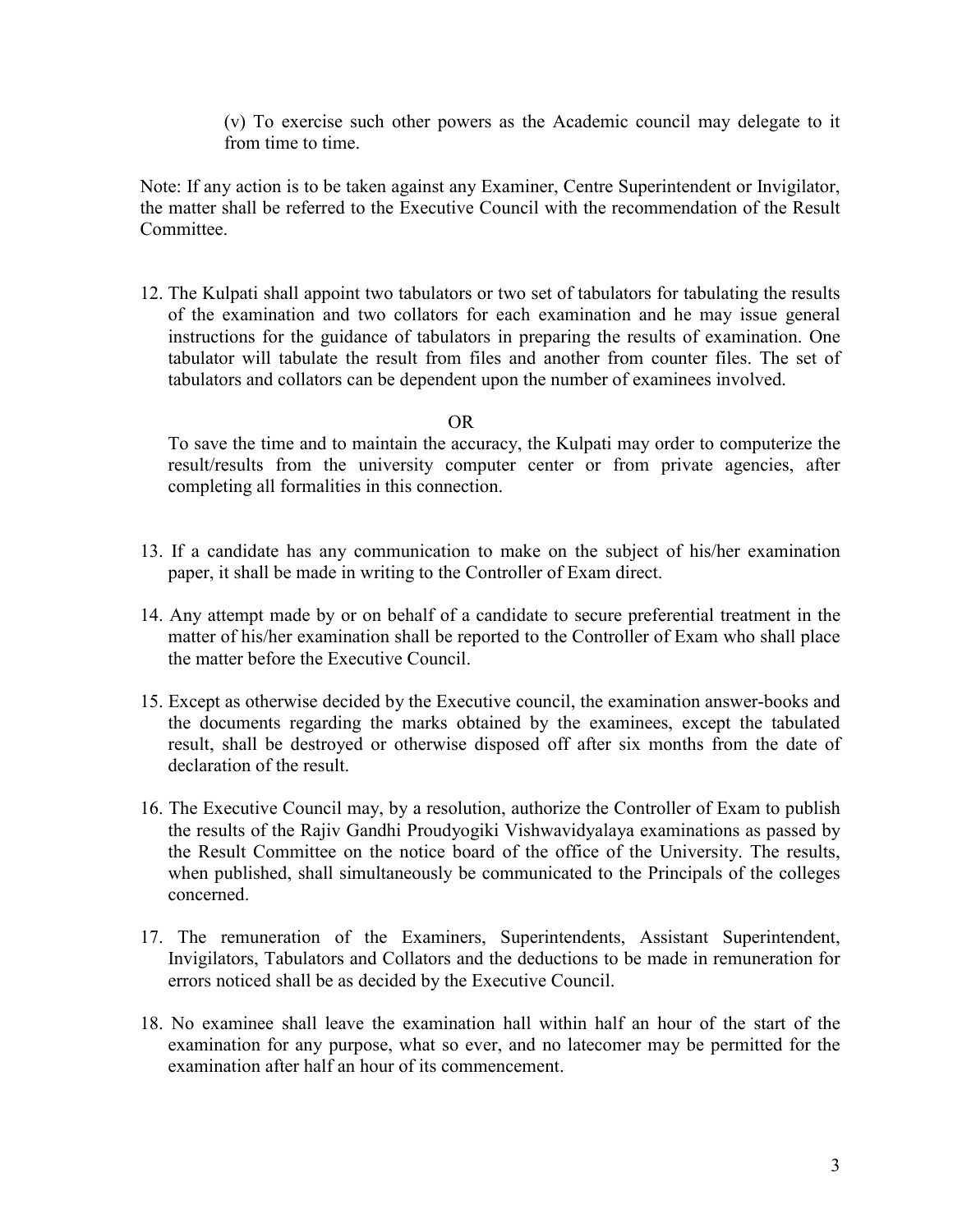(v) To exercise such other powers as the Academic council may delegate to it from time to time.

Note: If any action is to be taken against any Examiner, Centre Superintendent or Invigilator, the matter shall be referred to the Executive Council with the recommendation of the Result Committee.

12. The Kulpati shall appoint two tabulators or two set of tabulators for tabulating the results of the examination and two collators for each examination and he may issue general instructions for the guidance of tabulators in preparing the results of examination. One tabulator will tabulate the result from files and another from counter files. The set of tabulators and collators can be dependent upon the number of examinees involved.

    OR

    To save the time and to maintain the accuracy, the Kulpati may order to computerize the result/results from the university computer center or from private agencies, after completing all formalities in this connection.

13. If a candidate has any communication to make on the subject of his/her examination paper, it shall be made in writing to the Controller of Exam direct.

14. Any attempt made by or on behalf of a candidate to secure preferential treatment in the matter of his/her examination shall be reported to the Controller of Exam who shall place the matter before the Executive Council.

15. Except as otherwise decided by the Executive council, the examination answer-books and the documents regarding the marks obtained by the examinees, except the tabulated result, shall be destroyed or otherwise disposed off after six months from the date of declaration of the result.

16. The Executive Council may, by a resolution, authorize the Controller of Exam to publish the results of the Rajiv Gandhi Proudyogiki Vishwavidyalaya examinations as passed by the Result Committee on the notice board of the office of the University. The results, when published, shall simultaneously be communicated to the Principals of the colleges concerned.

17. The remuneration of the Examiners, Superintendents, Assistant Superintendent, Invigilators, Tabulators and Collators and the deductions to be made in remuneration for errors noticed shall be as decided by the Executive Council.

18. No examinee shall leave the examination hall within half an hour of the start of the examination for any purpose, what so ever, and no latecomer may be permitted for the examination after half an hour of its commencement.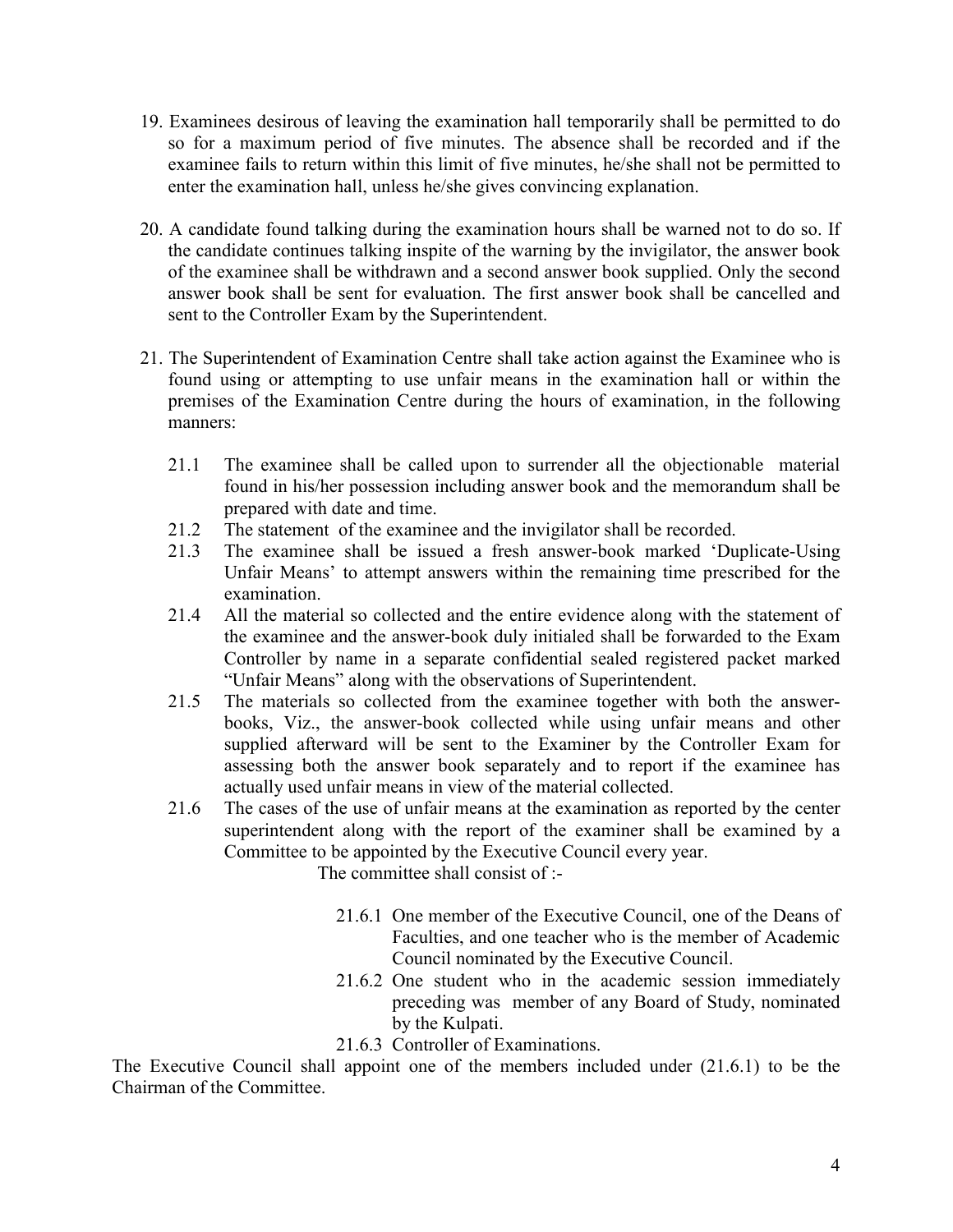19. Examinees desirous of leaving the examination hall temporarily shall be permitted to do so for a maximum period of five minutes. The absence shall be recorded and if the examinee fails to return within this limit of five minutes, he/she shall not be permitted to enter the examination hall, unless he/she gives convincing explanation.

20. A candidate found talking during the examination hours shall be warned not to do so. If the candidate continues talking inspite of the warning by the invigilator, the answer book of the examinee shall be withdrawn and a second answer book supplied. Only the second answer book shall be sent for evaluation. The first answer book shall be cancelled and sent to the Controller Exam by the Superintendent.

21. The Superintendent of Examination Centre shall take action against the Examinee who is found using or attempting to use unfair means in the examination hall or within the premises of the Examination Centre during the hours of examination, in the following manners:

    21.1 The examinee shall be called upon to surrender all the objectionable material found in his/her possession including answer book and the memorandum shall be prepared with date and time.

    21.2 The statement of the examinee and the invigilator shall be recorded.

    21.3 The examinee shall be issued a fresh answer-book marked 'Duplicate-Using Unfair Means' to attempt answers within the remaining time prescribed for the examination.

    21.4 All the material so collected and the entire evidence along with the statement of the examinee and the answer-book duly initialed shall be forwarded to the Exam Controller by name in a separate confidential sealed registered packet marked "Unfair Means" along with the observations of Superintendent.

    21.5 The materials so collected from the examinee together with both the answer-books, Viz., the answer-book collected while using unfair means and other supplied afterward will be sent to the Examiner by the Controller Exam for assessing both the answer book separately and to report if the examinee has actually used unfair means in view of the material collected.

    21.6 The cases of the use of unfair means at the examination as reported by the center superintendent along with the report of the examiner shall be examined by a Committee to be appointed by the Executive Council every year.

    The committee shall consist of :-

    21.6.1 One member of the Executive Council, one of the Deans of Faculties, and one teacher who is the member of Academic Council nominated by the Executive Council.

    21.6.2 One student who in the academic session immediately preceding was member of any Board of Study, nominated by the Kulpati.

    21.6.3 Controller of Examinations.

The Executive Council shall appoint one of the members included under (21.6.1) to be the Chairman of the Committee.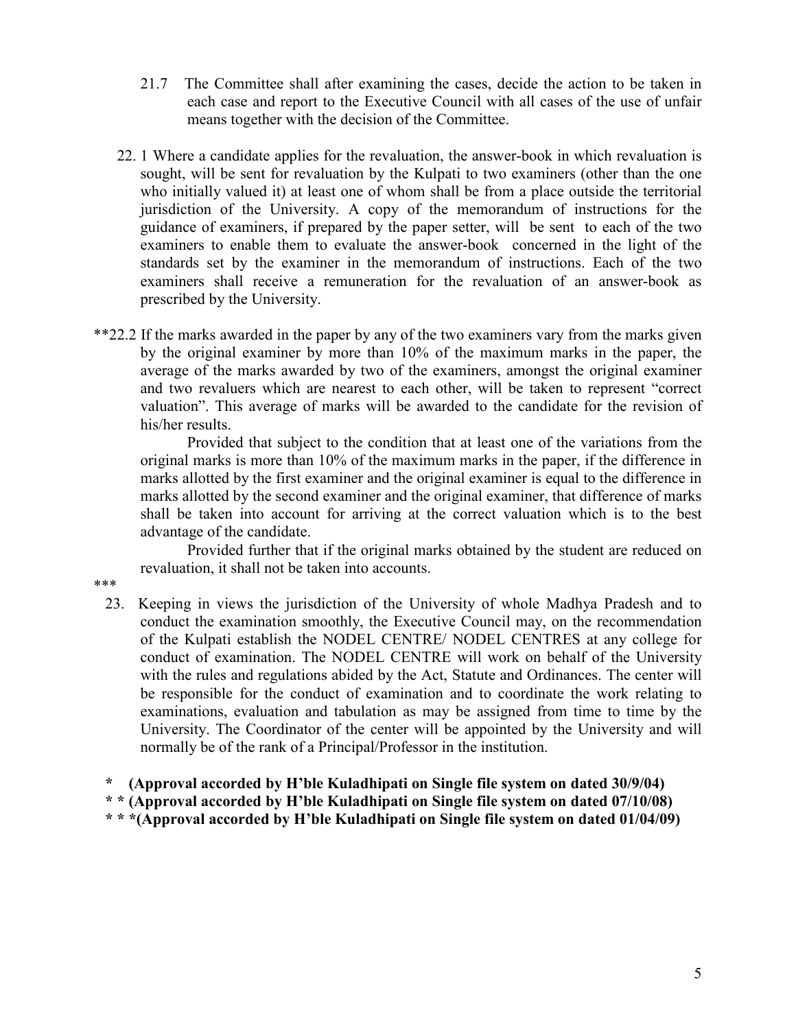21.7 The Committee shall after examining the cases, decide the action to be taken in each case and report to the Executive Council with all cases of the use of unfair means together with the decision of the Committee.

22. 1 Where a candidate applies for the revaluation, the answer-book in which revaluation is sought, will be sent for revaluation by the Kulpati to two examiners (other than the one who initially valued it) at least one of whom shall be from a place outside the territorial jurisdiction of the University. A copy of the memorandum of instructions for the guidance of examiners, if prepared by the paper setter, will be sent to each of the two examiners to enable them to evaluate the answer-book concerned in the light of the standards set by the examiner in the memorandum of instructions. Each of the two examiners shall receive a remuneration for the revaluation of an answer-book as prescribed by the University.

**22.2 If the marks awarded in the paper by any of the two examiners vary from the marks given by the original examiner by more than 10% of the maximum marks in the paper, the average of the marks awarded by two of the examiners, amongst the original examiner and two revaluers which are nearest to each other, will be taken to represent "correct valuation". This average of marks will be awarded to the candidate for the revision of his/her results.

Provided that subject to the condition that at least one of the variations from the original marks is more than 10% of the maximum marks in the paper, if the difference in marks allotted by the first examiner and the original examiner is equal to the difference in marks allotted by the second examiner and the original examiner, that difference of marks shall be taken into account for arriving at the correct valuation which is to the best advantage of the candidate.

Provided further that if the original marks obtained by the student are reduced on revaluation, it shall not be taken into accounts.

***

23. Keeping in views the jurisdiction of the University of whole Madhya Pradesh and to conduct the examination smoothly, the Executive Council may, on the recommendation of the Kulpati establish the NODEL CENTRE/ NODEL CENTRES at any college for conduct of examination. The NODEL CENTRE will work on behalf of the University with the rules and regulations abided by the Act, Statute and Ordinances. The center will be responsible for the conduct of examination and to coordinate the work relating to examinations, evaluation and tabulation as may be assigned from time to time by the University. The Coordinator of the center will be appointed by the University and will normally be of the rank of a Principal/Professor in the institution.

**\* (Approval accorded by H'ble Kuladhipati on Single file system on dated 30/9/04)**

**\* \* (Approval accorded by H'ble Kuladhipati on Single file system on dated 07/10/08)**

**\* \* \*(Approval accorded by H'ble Kuladhipati on Single file system on dated 01/04/09)**